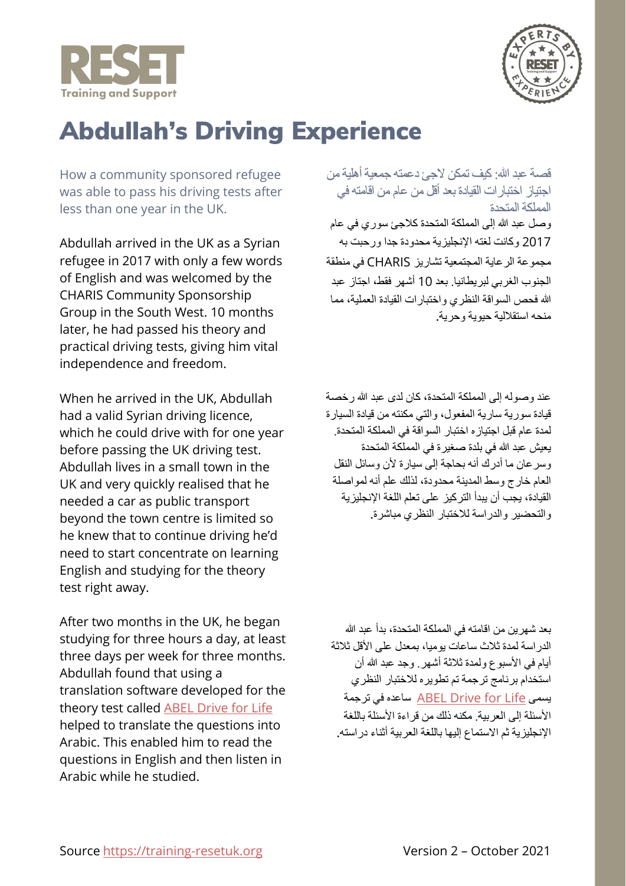RESET

Training and Support

# Abdullah's Driving Experience

How a community sponsored refugee was able to pass his driving tests after less than one year in the UK.

قصة عبد الله: كيف تمكن لاجئ دعمته جمعية أهلية من اجتياز اختبارات القيادة بعد أقل من عام من اقامته في المملكة المتحدة

Abdullah arrived in the UK as a Syrian refugee in 2017 with only a few words of English and was welcomed by the CHARIS Community Sponsorship Group in the South West. 10 months later, he had passed his theory and practical driving tests, giving him vital independence and freedom.

وصل عبد الله إلى المملكة المتحدة كلاجئ سوري في عام 2017 وكانت لغته الإنجليزية محدودة جدا ورحبت به مجموعة الرعاية المجتمعية تشاريز CHARIS في منطقة الجنوب الغربي لبريطانيا. بعد 10 أشهر فقط، اجتاز عبد الله فحص السواقة النظري واختبارات القيادة العملية، مما منحه استقلالية حيوية وحرية.

When he arrived in the UK, Abdullah had a valid Syrian driving licence, which he could drive with for one year before passing the UK driving test. Abdullah lives in a small town in the UK and very quickly realised that he needed a car as public transport beyond the town centre is limited so he knew that to continue driving he'd need to start concentrate on learning English and studying for the theory test right away.

عند وصوله إلى المملكة المتحدة، كان لدى عبد الله رخصة قيادة سورية سارية المفعول، والتي مكنته من قيادة السيارة لمدة عام قبل اجتيازه اختبار السواقة في المملكة المتحدة. يعيش عبد الله في بلدة صغيرة في المملكة المتحدة وسرعان ما أدرك أنه بحاجة إلى سيارة لأن وسائل النقل العام خارج وسط المدينة محدودة، لذلك علم أنه لمواصلة القيادة، يجب أن يبدأ التركيز على تعلم اللغة الإنجليزية والتحضير والدراسة للاختبار النظري مباشرة.

After two months in the UK, he began studying for three hours a day, at least three days per week for three months. Abdullah found that using a translation software developed for the theory test called [ABEL Drive for Life](#) helped to translate the questions into Arabic. This enabled him to read the questions in English and then listen in Arabic while he studied.

بعد شهرين من اقامته في المملكة المتحدة، بدأ عبد الله الدراسة لمدة ثلاث ساعات يوميا، بمعدل على الأقل ثلاثة أيام في الأسبوع ولمدة ثلاثة أشهر. وجد عبد الله أن استخدام برنامج ترجمة تم تطويره للاختبار النظري يسمى [ABEL Drive for Life](#) ساعده في ترجمة الأسئلة إلى العربية. مكنه ذلك من قراءة الأسئلة باللغة الإنجليزية ثم الاستماع إليها باللغة العربية أثناء دراسته.

Source https://training-resetuk.org

Version 2 – October 2021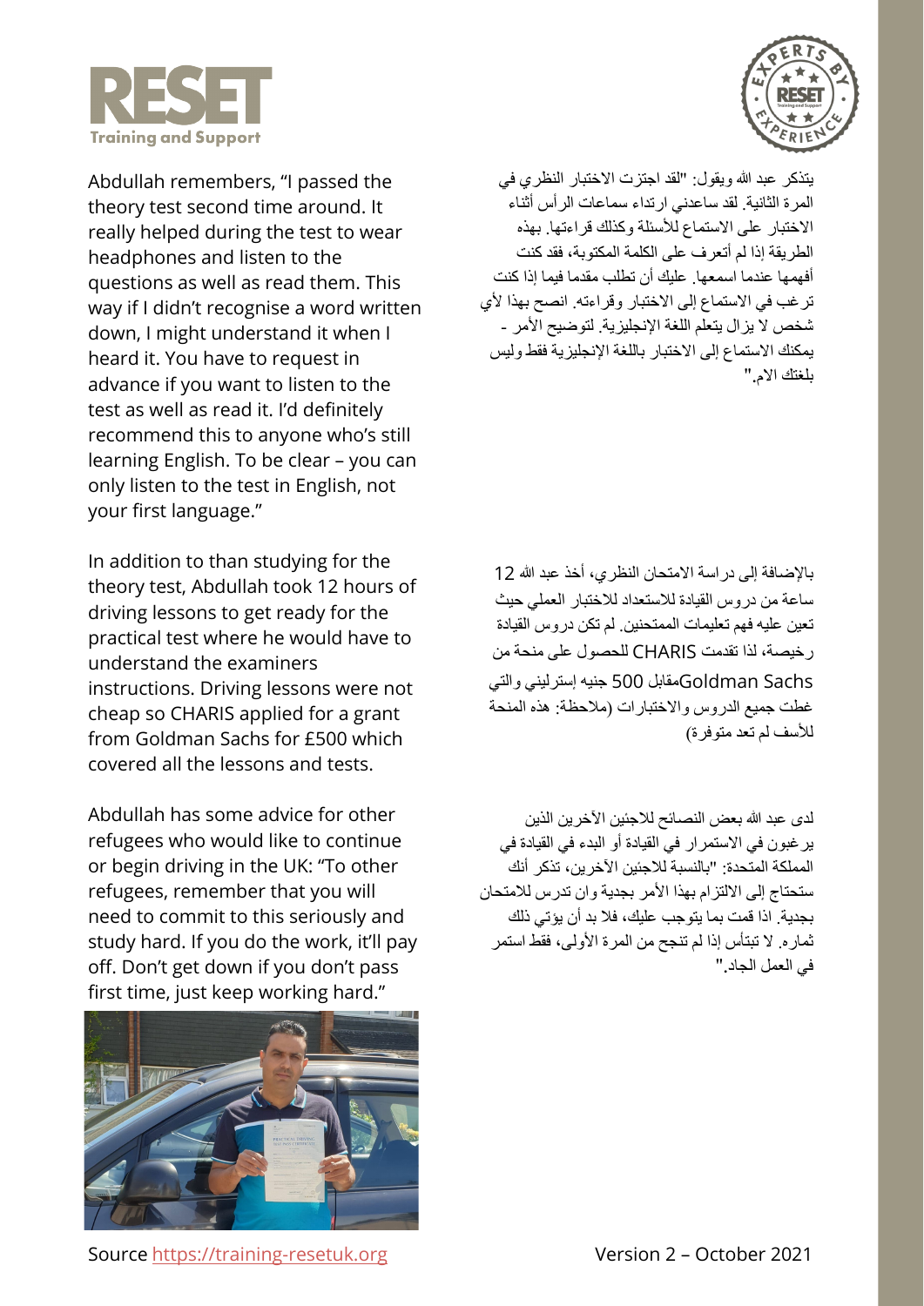Abdullah remembers, “I passed the theory test second time around. It really helped during the test to wear headphones and listen to the questions as well as read them. This way if I didn’t recognise a word written down, I might understand it when I heard it. You have to request in advance if you want to listen to the test as well as read it. I’d definitely recommend this to anyone who’s still learning English. To be clear – you can only listen to the test in English, not your first language.”

يتذكر عبد الله ويقول: "لقد اجتزت الاختبار النظري في المرة الثانية. لقد ساعدني ارتداء سماعات الرأس أثناء الاختبار على الاستماع للأسئلة وكذلك قراءتها. بهذه الطريقة إذا لم أتعرف على الكلمة المكتوبة، فقد كنت أفهمها عندما اسمعها. عليك أن تطلب مقدما فيما إذا كنت ترغب في الاستماع إلى الاختبار وقراءته. انصح بهذا لأي شخص لا يزال يتعلم اللغة الإنجليزية. لتوضيح الأمر - يمكنك الاستماع إلى الاختبار باللغة الإنجليزية فقط وليس بلغتك الام."

In addition to than studying for the theory test, Abdullah took 12 hours of driving lessons to get ready for the practical test where he would have to understand the examiners instructions. Driving lessons were not cheap so CHARIS applied for a grant from Goldman Sachs for £500 which covered all the lessons and tests.

بالإضافة إلى دراسة الامتحان النظري، أخذ عبد الله 12 ساعة من دروس القيادة للاستعداد للاختبار العملي حيث تعين عليه فهم تعليمات الممتحنين. لم تكن دروس القيادة رخيصة، لذا تقدمت CHARIS للحصول على منحة من Goldman Sachsمقابل 500 جنيه إسترليني والتي غطت جميع الدروس والاختبارات (ملاحظة: هذه المنحة للأسف لم تعد متوفرة)

Abdullah has some advice for other refugees who would like to continue or begin driving in the UK: “To other refugees, remember that you will need to commit to this seriously and study hard. If you do the work, it’ll pay off. Don’t get down if you don’t pass first time, just keep working hard.”

لدى عبد الله بعض النصائح للاجئين الآخرين الذين يرغبون في الاستمرار في القيادة أو البدء في القيادة في المملكة المتحدة: "بالنسبة للاجئين الآخرين، تذكر أنك ستحتاج إلى الالتزام بهذا الأمر بجدية وان تدرس للامتحان بجدية. اذا قمت بما يتوجب عليك، فلا بد أن يؤتي ذلك ثماره. لا تبتأس إذا لم تنجح من المرة الأولى، فقط استمر في العمل الجاد."

Source https://training-resetuk.org

Version 2 – October 2021